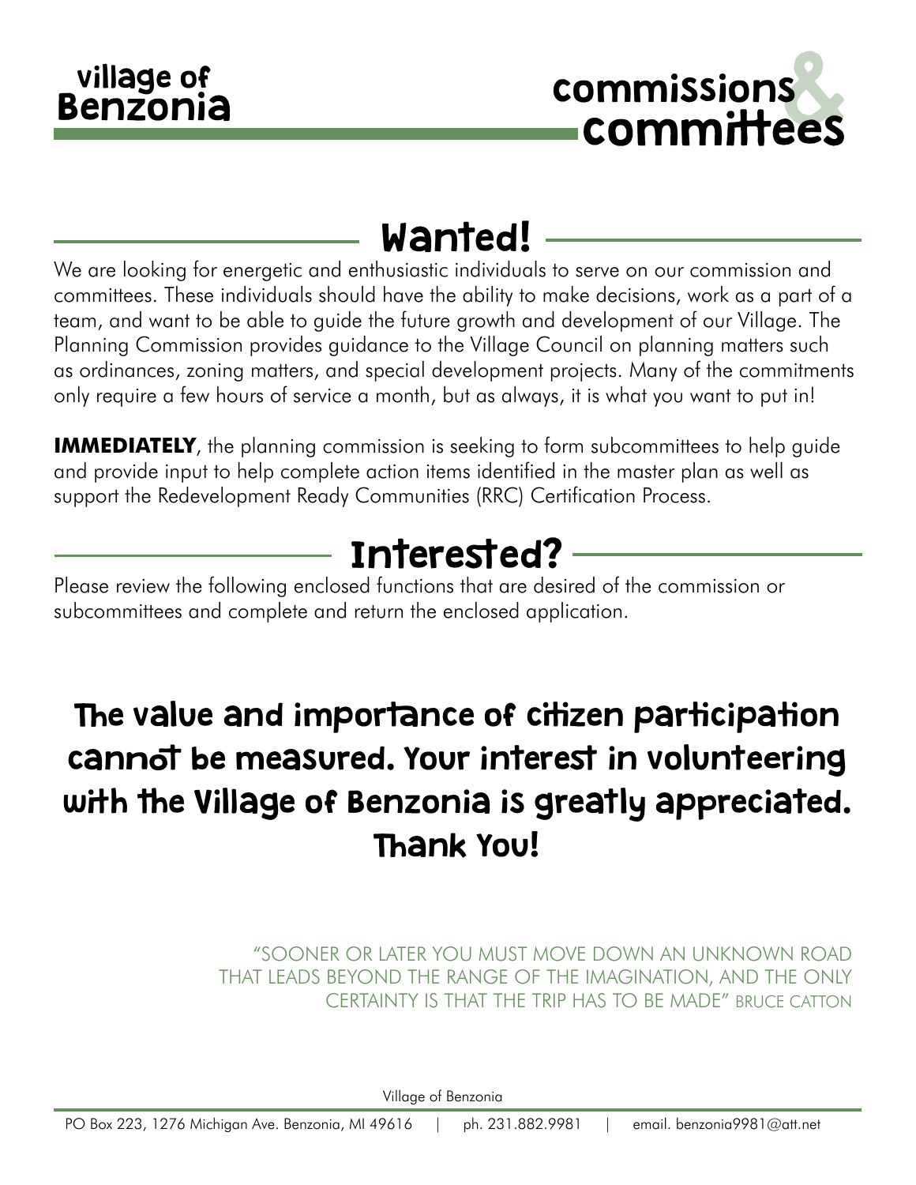# Village of Benzonia

# Commissions & Committees

## Wanted!

We are looking for energetic and enthusiastic individuals to serve on our commission and committees. These individuals should have the ability to make decisions, work as a part of a team, and want to be able to guide the future growth and development of our Village. The Planning Commission provides guidance to the Village Council on planning matters such as ordinances, zoning matters, and special development projects. Many of the commitments only require a few hours of service a month, but as always, it is what you want to put in!

**IMMEDIATELY**, the planning commission is seeking to form subcommittees to help guide and provide input to help complete action items identified in the master plan as well as support the Redevelopment Ready Communities (RRC) Certification Process.

## Interested?

Please review the following enclosed functions that are desired of the commission or subcommittees and complete and return the enclosed application.

### The value and importance of citizen participation cannot be measured. Your interest in volunteering with the Village of Benzonia is greatly appreciated. Thank You!

"SOONER OR LATER YOU MUST MOVE DOWN AN UNKNOWN ROAD THAT LEADS BEYOND THE RANGE OF THE IMAGINATION, AND THE ONLY CERTAINTY IS THAT THE TRIP HAS TO BE MADE" BRUCE CATTON

Village of Benzonia

PO Box 223, 1276 Michigan Ave. Benzonia, MI 49616 | ph. 231.882.9981 | email. benzonia9981@att.net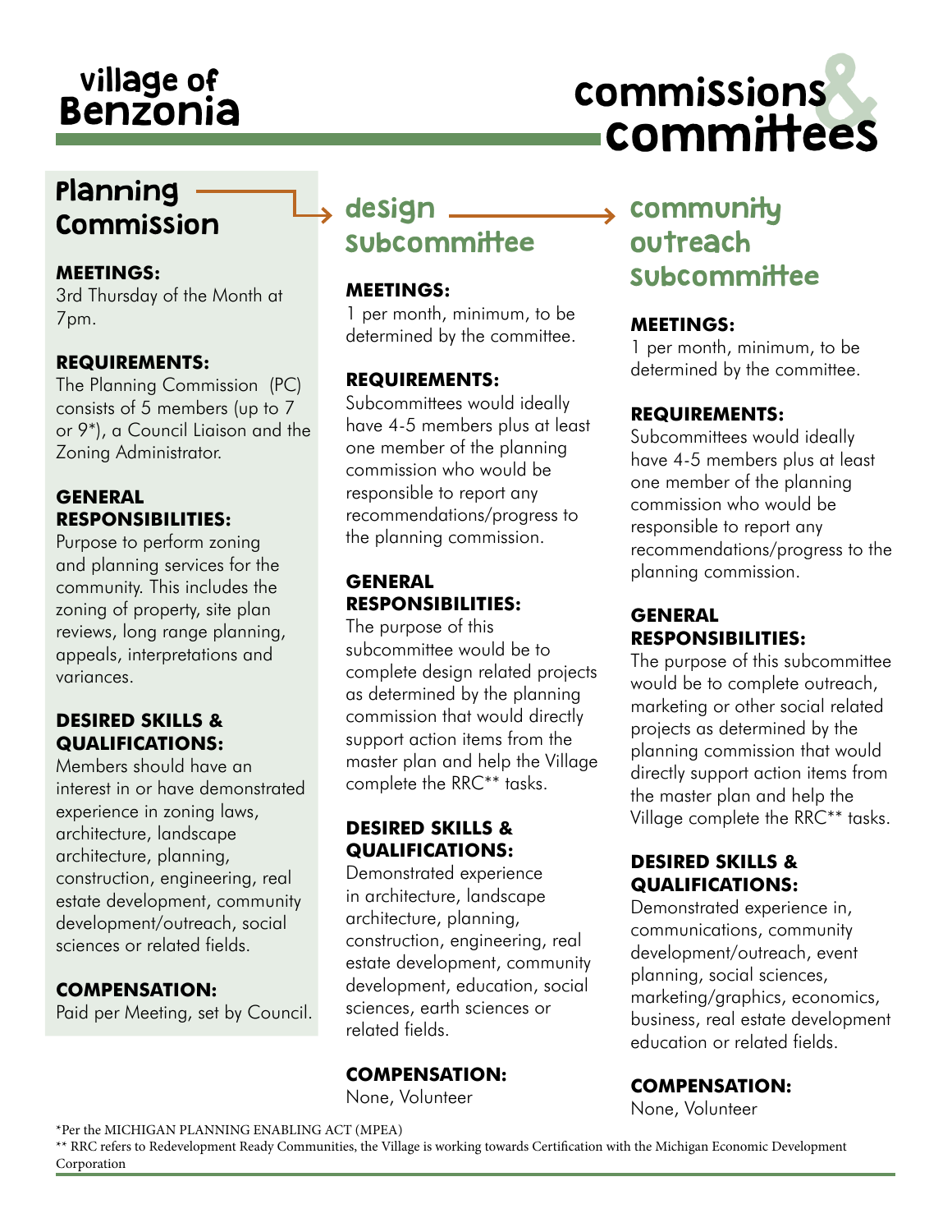# Village of Benzonia

# Commissions & Committees

## Planning Commission

**MEETINGS:**
3rd Thursday of the Month at 7pm.

**REQUIREMENTS:**
The Planning Commission (PC) consists of 5 members (up to 7 or 9*), a Council Liaison and the Zoning Administrator.

**GENERAL RESPONSIBILITIES:**
Purpose to perform zoning and planning services for the community. This includes the zoning of property, site plan reviews, long range planning, appeals, interpretations and variances.

**DESIRED SKILLS & QUALIFICATIONS:**
Members should have an interest in or have demonstrated experience in zoning laws, architecture, landscape architecture, planning, construction, engineering, real estate development, community development/outreach, social sciences or related fields.

**COMPENSATION:**
Paid per Meeting, set by Council.

## Design Subcommittee

**MEETINGS:**
1 per month, minimum, to be determined by the committee.

**REQUIREMENTS:**
Subcommittees would ideally have 4-5 members plus at least one member of the planning commission who would be responsible to report any recommendations/progress to the planning commission.

**GENERAL RESPONSIBILITIES:**
The purpose of this subcommittee would be to complete design related projects as determined by the planning commission that would directly support action items from the master plan and help the Village complete the RRC** tasks.

**DESIRED SKILLS & QUALIFICATIONS:**
Demonstrated experience in architecture, landscape architecture, planning, construction, engineering, real estate development, community development, education, social sciences, earth sciences or related fields.

**COMPENSATION:**
None, Volunteer

## Community Outreach Subcommittee

**MEETINGS:**
1 per month, minimum, to be determined by the committee.

**REQUIREMENTS:**
Subcommittees would ideally have 4-5 members plus at least one member of the planning commission who would be responsible to report any recommendations/progress to the planning commission.

**GENERAL RESPONSIBILITIES:**
The purpose of this subcommittee would be to complete outreach, marketing or other social related projects as determined by the planning commission that would directly support action items from the master plan and help the Village complete the RRC** tasks.

**DESIRED SKILLS & QUALIFICATIONS:**
Demonstrated experience in, communications, community development/outreach, event planning, social sciences, marketing/graphics, economics, business, real estate development education or related fields.

**COMPENSATION:**
None, Volunteer

*Per the MICHIGAN PLANNING ENABLING ACT (MPEA)
** RRC refers to Redevelopment Ready Communities, the Village is working towards Certification with the Michigan Economic Development Corporation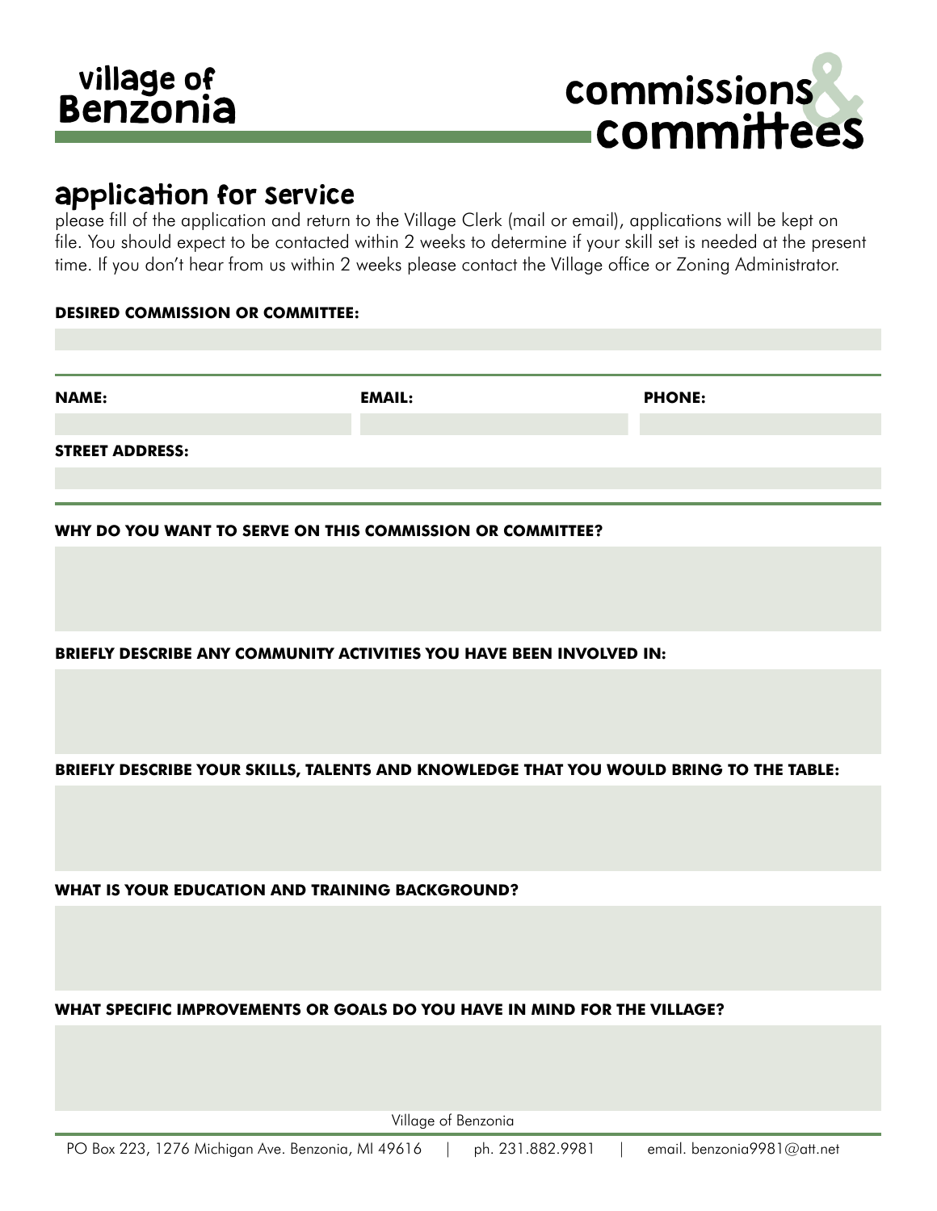village of
# Benzonia

# commissions & committees

## application for service

please fill of the application and return to the Village Clerk (mail or email), applications will be kept on file. You should expect to be contacted within 2 weeks to determine if your skill set is needed at the present time. If you don't hear from us within 2 weeks please contact the Village office or Zoning Administrator.

**DESIRED COMMISSION OR COMMITTEE:**

| NAME: | EMAIL: | PHONE: |
|---|---|---|
| | | |

**STREET ADDRESS:**

**WHY DO YOU WANT TO SERVE ON THIS COMMISSION OR COMMITTEE?**

**BRIEFLY DESCRIBE ANY COMMUNITY ACTIVITIES YOU HAVE BEEN INVOLVED IN:**

**BRIEFLY DESCRIBE YOUR SKILLS, TALENTS AND KNOWLEDGE THAT YOU WOULD BRING TO THE TABLE:**

**WHAT IS YOUR EDUCATION AND TRAINING BACKGROUND?**

**WHAT SPECIFIC IMPROVEMENTS OR GOALS DO YOU HAVE IN MIND FOR THE VILLAGE?**

Village of Benzonia

PO Box 223, 1276 Michigan Ave. Benzonia, MI 49616 | ph. 231.882.9981 | email. benzonia9981@att.net